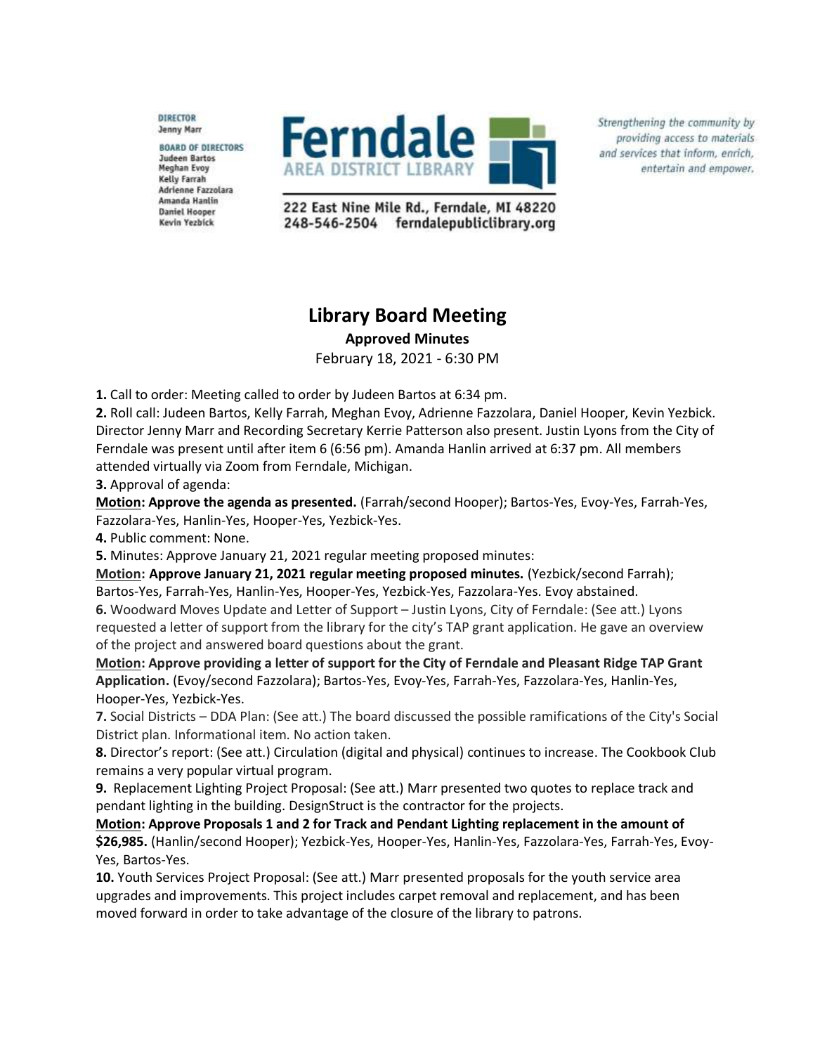DIRECTOR
Jenny Marr

BOARD OF DIRECTORS
Judeen Bartos
Meghan Evoy
Kelly Farrah
Adrienne Fazzolara
Amanda Hanlin
Daniel Hooper
Kevin Yezbick

**Ferndale**
AREA DISTRICT LIBRARY

222 East Nine Mile Rd., Ferndale, MI 48220
248-546-2504 ferndalepubliclibrary.org

*Strengthening the community by providing access to materials and services that inform, enrich, entertain and empower.*

# Library Board Meeting

**Approved Minutes**

February 18, 2021 - 6:30 PM

**1.** Call to order: Meeting called to order by Judeen Bartos at 6:34 pm.

**2.** Roll call: Judeen Bartos, Kelly Farrah, Meghan Evoy, Adrienne Fazzolara, Daniel Hooper, Kevin Yezbick. Director Jenny Marr and Recording Secretary Kerrie Patterson also present. Justin Lyons from the City of Ferndale was present until after item 6 (6:56 pm). Amanda Hanlin arrived at 6:37 pm. All members attended virtually via Zoom from Ferndale, Michigan.

**3.** Approval of agenda:

**Motion: Approve the agenda as presented.** (Farrah/second Hooper); Bartos-Yes, Evoy-Yes, Farrah-Yes, Fazzolara-Yes, Hanlin-Yes, Hooper-Yes, Yezbick-Yes.

**4.** Public comment: None.

**5.** Minutes: Approve January 21, 2021 regular meeting proposed minutes:

**Motion: Approve January 21, 2021 regular meeting proposed minutes.** (Yezbick/second Farrah); Bartos-Yes, Farrah-Yes, Hanlin-Yes, Hooper-Yes, Yezbick-Yes, Fazzolara-Yes. Evoy abstained.

**6.** Woodward Moves Update and Letter of Support – Justin Lyons, City of Ferndale: (See att.) Lyons requested a letter of support from the library for the city's TAP grant application. He gave an overview of the project and answered board questions about the grant.

**Motion: Approve providing a letter of support for the City of Ferndale and Pleasant Ridge TAP Grant Application.** (Evoy/second Fazzolara); Bartos-Yes, Evoy-Yes, Farrah-Yes, Fazzolara-Yes, Hanlin-Yes, Hooper-Yes, Yezbick-Yes.

**7.** Social Districts – DDA Plan: (See att.) The board discussed the possible ramifications of the City's Social District plan. Informational item. No action taken.

**8.** Director's report: (See att.) Circulation (digital and physical) continues to increase. The Cookbook Club remains a very popular virtual program.

**9.** Replacement Lighting Project Proposal: (See att.) Marr presented two quotes to replace track and pendant lighting in the building. DesignStruct is the contractor for the projects.

**Motion: Approve Proposals 1 and 2 for Track and Pendant Lighting replacement in the amount of $26,985.** (Hanlin/second Hooper); Yezbick-Yes, Hooper-Yes, Hanlin-Yes, Fazzolara-Yes, Farrah-Yes, Evoy-Yes, Bartos-Yes.

**10.** Youth Services Project Proposal: (See att.) Marr presented proposals for the youth service area upgrades and improvements. This project includes carpet removal and replacement, and has been moved forward in order to take advantage of the closure of the library to patrons.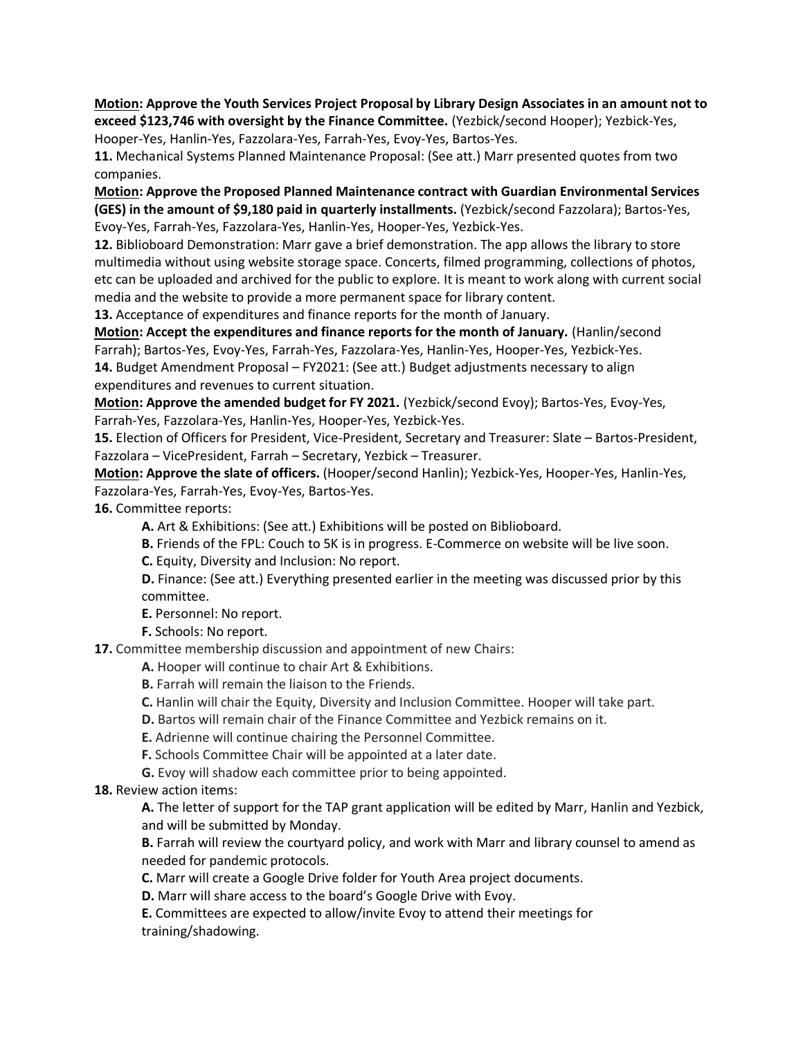**<u>Motion</u>: Approve the Youth Services Project Proposal by Library Design Associates in an amount not to exceed $123,746 with oversight by the Finance Committee.** (Yezbick/second Hooper); Yezbick-Yes, Hooper-Yes, Hanlin-Yes, Fazzolara-Yes, Farrah-Yes, Evoy-Yes, Bartos-Yes.

**11.** Mechanical Systems Planned Maintenance Proposal: (See att.) Marr presented quotes from two companies.

**<u>Motion</u>: Approve the Proposed Planned Maintenance contract with Guardian Environmental Services (GES) in the amount of $9,180 paid in quarterly installments.** (Yezbick/second Fazzolara); Bartos-Yes, Evoy-Yes, Farrah-Yes, Fazzolara-Yes, Hanlin-Yes, Hooper-Yes, Yezbick-Yes.

**12.** Biblioboard Demonstration: Marr gave a brief demonstration. The app allows the library to store multimedia without using website storage space. Concerts, filmed programming, collections of photos, etc can be uploaded and archived for the public to explore. It is meant to work along with current social media and the website to provide a more permanent space for library content.

**13.** Acceptance of expenditures and finance reports for the month of January.

**<u>Motion</u>: Accept the expenditures and finance reports for the month of January.** (Hanlin/second Farrah); Bartos-Yes, Evoy-Yes, Farrah-Yes, Fazzolara-Yes, Hanlin-Yes, Hooper-Yes, Yezbick-Yes.

**14.** Budget Amendment Proposal – FY2021: (See att.) Budget adjustments necessary to align expenditures and revenues to current situation.

**<u>Motion</u>: Approve the amended budget for FY 2021.** (Yezbick/second Evoy); Bartos-Yes, Evoy-Yes, Farrah-Yes, Fazzolara-Yes, Hanlin-Yes, Hooper-Yes, Yezbick-Yes.

**15.** Election of Officers for President, Vice-President, Secretary and Treasurer: Slate – Bartos-President, Fazzolara – VicePresident, Farrah – Secretary, Yezbick – Treasurer.

**<u>Motion</u>: Approve the slate of officers.** (Hooper/second Hanlin); Yezbick-Yes, Hooper-Yes, Hanlin-Yes, Fazzolara-Yes, Farrah-Yes, Evoy-Yes, Bartos-Yes.

**16.** Committee reports:

- **A.** Art & Exhibitions: (See att.) Exhibitions will be posted on Biblioboard.
- **B.** Friends of the FPL: Couch to 5K is in progress. E-Commerce on website will be live soon.
- **C.** Equity, Diversity and Inclusion: No report.
- **D.** Finance: (See att.) Everything presented earlier in the meeting was discussed prior by this committee.
- **E.** Personnel: No report.
- **F.** Schools: No report.

**17.** Committee membership discussion and appointment of new Chairs:

- **A.** Hooper will continue to chair Art & Exhibitions.
- **B.** Farrah will remain the liaison to the Friends.
- **C.** Hanlin will chair the Equity, Diversity and Inclusion Committee. Hooper will take part.
- **D.** Bartos will remain chair of the Finance Committee and Yezbick remains on it.
- **E.** Adrienne will continue chairing the Personnel Committee.
- **F.** Schools Committee Chair will be appointed at a later date.
- **G.** Evoy will shadow each committee prior to being appointed.

**18.** Review action items:

- **A.** The letter of support for the TAP grant application will be edited by Marr, Hanlin and Yezbick, and will be submitted by Monday.
- **B.** Farrah will review the courtyard policy, and work with Marr and library counsel to amend as needed for pandemic protocols.
- **C.** Marr will create a Google Drive folder for Youth Area project documents.
- **D.** Marr will share access to the board's Google Drive with Evoy.
- **E.** Committees are expected to allow/invite Evoy to attend their meetings for training/shadowing.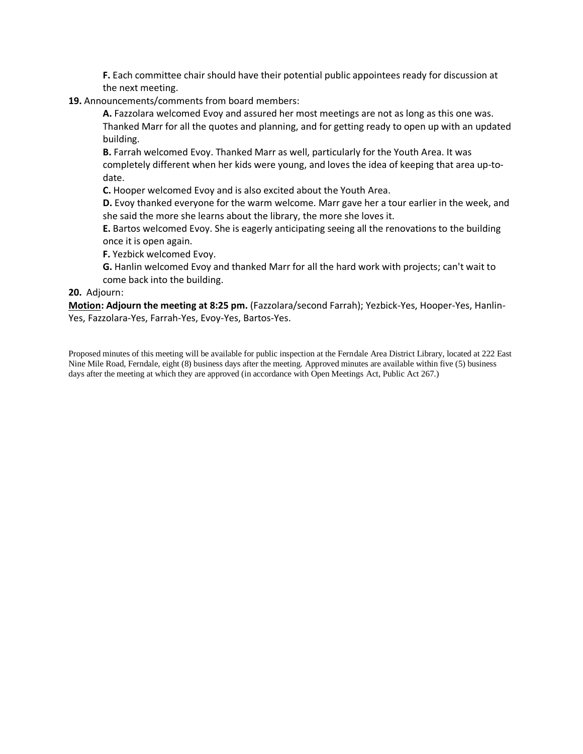**F.** Each committee chair should have their potential public appointees ready for discussion at the next meeting.

**19.** Announcements/comments from board members:

**A.** Fazzolara welcomed Evoy and assured her most meetings are not as long as this one was. Thanked Marr for all the quotes and planning, and for getting ready to open up with an updated building.

**B.** Farrah welcomed Evoy. Thanked Marr as well, particularly for the Youth Area. It was completely different when her kids were young, and loves the idea of keeping that area up-to-date.

**C.** Hooper welcomed Evoy and is also excited about the Youth Area.

**D.** Evoy thanked everyone for the warm welcome. Marr gave her a tour earlier in the week, and she said the more she learns about the library, the more she loves it.

**E.** Bartos welcomed Evoy. She is eagerly anticipating seeing all the renovations to the building once it is open again.

**F.** Yezbick welcomed Evoy.

**G.** Hanlin welcomed Evoy and thanked Marr for all the hard work with projects; can't wait to come back into the building.

**20.** Adjourn:

**Motion: Adjourn the meeting at 8:25 pm.** (Fazzolara/second Farrah); Yezbick-Yes, Hooper-Yes, Hanlin-Yes, Fazzolara-Yes, Farrah-Yes, Evoy-Yes, Bartos-Yes.

Proposed minutes of this meeting will be available for public inspection at the Ferndale Area District Library, located at 222 East Nine Mile Road, Ferndale, eight (8) business days after the meeting. Approved minutes are available within five (5) business days after the meeting at which they are approved (in accordance with Open Meetings Act, Public Act 267.)